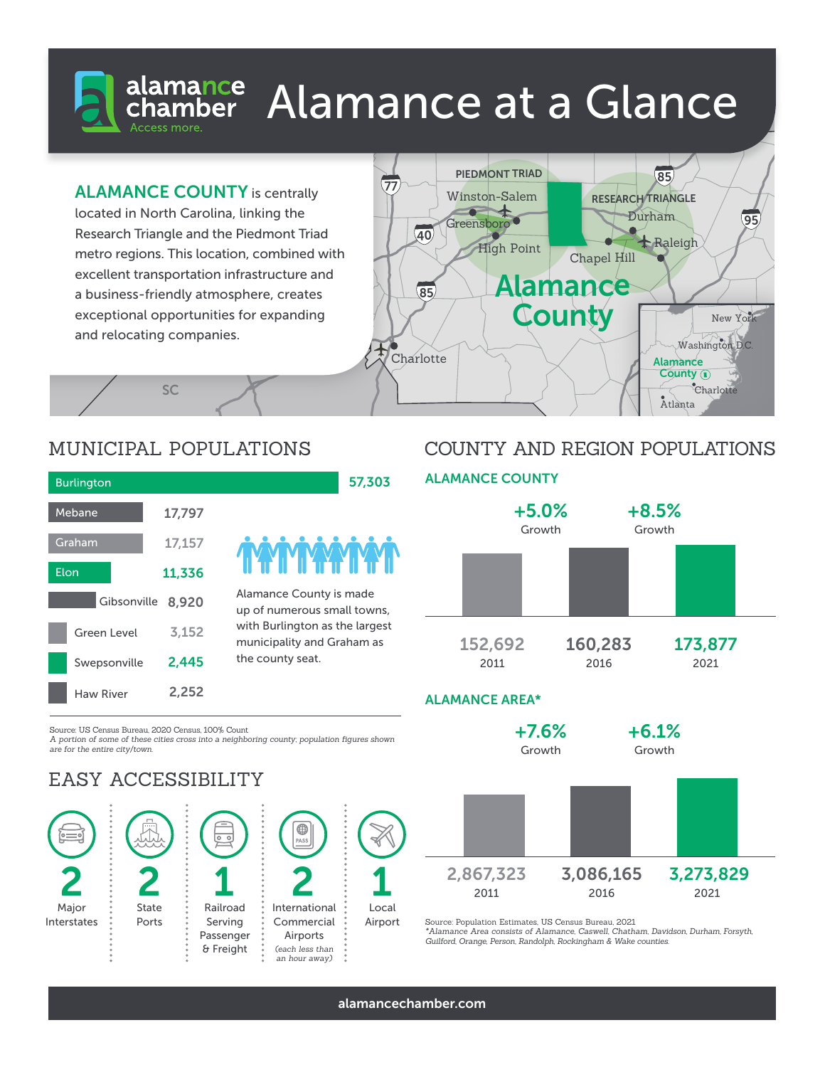# Alamance at a Glance

alamance chamber — Access more.

**ALAMANCE COUNTY** is centrally located in North Carolina, linking the Research Triangle and the Piedmont Triad metro regions. This location, combined with excellent transportation infrastructure and a business-friendly atmosphere, creates exceptional opportunities for expanding and relocating companies.

## MUNICIPAL POPULATIONS

| Municipality | Population |
|---|---|
| Burlington | 57,303 |
| Mebane | 17,797 |
| Graham | 17,157 |
| Elon | 11,336 |
| Gibsonville | 8,920 |
| Green Level | 3,152 |
| Swepsonville | 2,445 |
| Haw River | 2,252 |

Alamance County is made up of numerous small towns, with Burlington as the largest municipality and Graham as the county seat.

Source: US Census Bureau, 2020 Census, 100% Count
*A portion of some of these cities cross into a neighboring county; population figures shown are for the entire city/town.*

## EASY ACCESSIBILITY

- **2** Major Interstates
- **2** State Ports
- **1** Railroad Serving Passenger & Freight
- **2** International Commercial Airports (each less than an hour away)
- **1** Local Airport

## COUNTY AND REGION POPULATIONS

### ALAMANCE COUNTY

| 2011 | 2016 | 2021 |
|---|---|---|
| 152,692 | 160,283 | 173,877 |

+5.0% Growth (2011–2016); +8.5% Growth (2016–2021)

### ALAMANCE AREA*

| 2011 | 2016 | 2021 |
|---|---|---|
| 2,867,323 | 3,086,165 | 3,273,829 |

+7.6% Growth (2011–2016); +6.1% Growth (2016–2021)

Source: Population Estimates, US Census Bureau, 2021
*Alamance Area consists of Alamance, Caswell, Chatham, Davidson, Durham, Forsyth, Guilford, Orange, Person, Randolph, Rockingham & Wake counties.

alamancechamber.com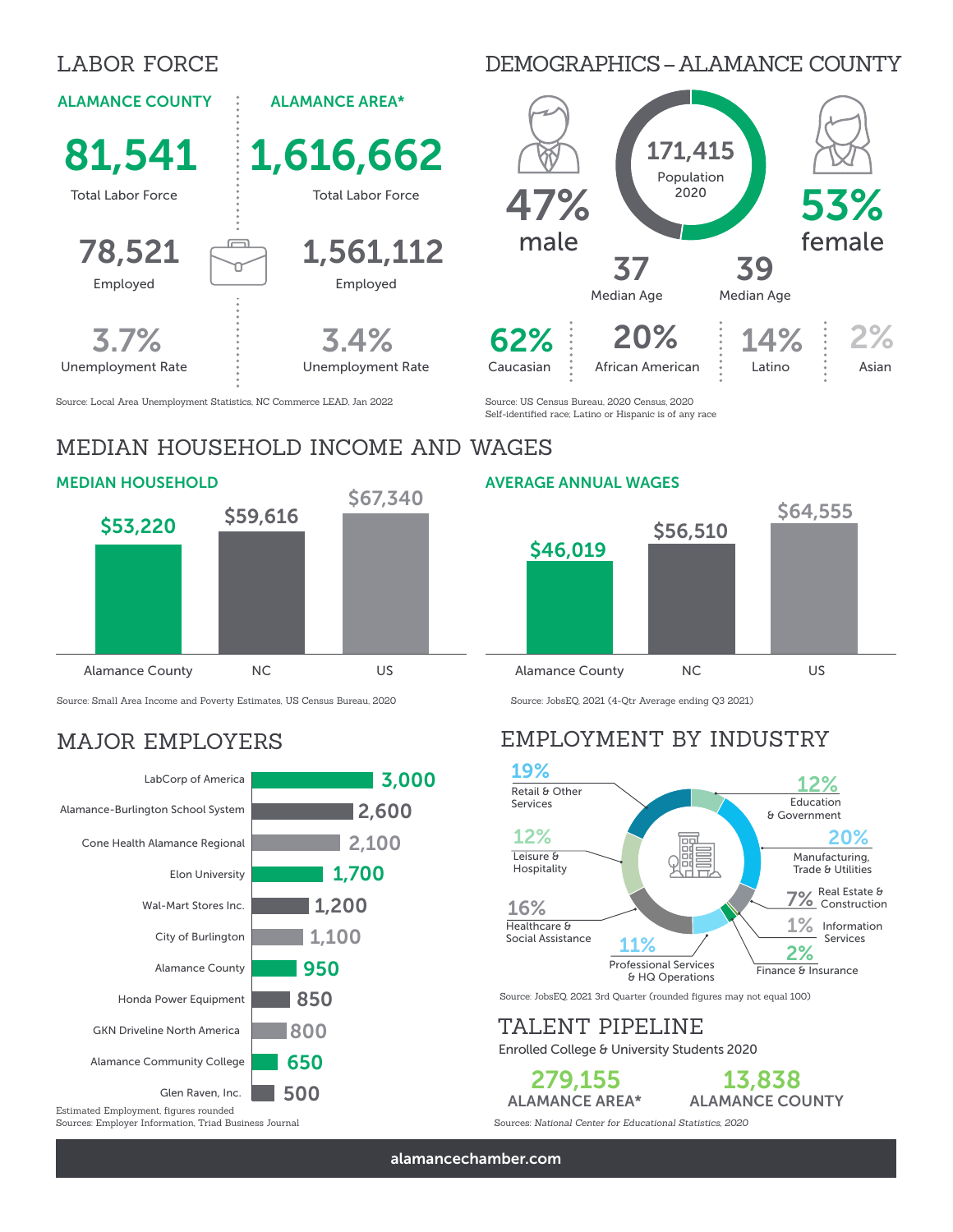## LABOR FORCE

### ALAMANCE COUNTY

**81,541**
Total Labor Force

**78,521**
Employed

**3.7%**
Unemployment Rate

### ALAMANCE AREA*

**1,616,662**
Total Labor Force

**1,561,112**
Employed

**3.4%**
Unemployment Rate

Source: Local Area Unemployment Statistics, NC Commerce LEAD, Jan 2022

## DEMOGRAPHICS – ALAMANCE COUNTY

**171,415**
Population 2020

**47%** male

**53%** female

**37** Median Age

**39** Median Age

**62%** Caucasian

**20%** African American

**14%** Latino

**2%** Asian

Source: US Census Bureau, 2020 Census, 2020
Self-identified race; Latino or Hispanic is of any race

## MEDIAN HOUSEHOLD INCOME AND WAGES

### MEDIAN HOUSEHOLD

$53,220
$59,616
$67,340

Alamance County
NC
US

Source: Small Area Income and Poverty Estimates, US Census Bureau, 2020

### AVERAGE ANNUAL WAGES

$46,019
$56,510
$64,555

Alamance County
NC
US

Source: JobsEQ, 2021 (4-Qtr Average ending Q3 2021)

## MAJOR EMPLOYERS

LabCorp of America 3,000
Alamance-Burlington School System 2,600
Cone Health Alamance Regional 2,100
Elon University 1,700
Wal-Mart Stores Inc. 1,200
City of Burlington 1,100
Alamance County 950
Honda Power Equipment 850
GKN Driveline North America 800
Alamance Community College 650
Glen Raven, Inc. 500

Estimated Employment, figures rounded
Sources: Employer Information, Triad Business Journal

## EMPLOYMENT BY INDUSTRY

19% Retail & Other Services
12% Education & Government
12% Leisure & Hospitality
20% Manufacturing, Trade & Utilities
7% Real Estate & Construction
16% Healthcare & Social Assistance
1% Information Services
2% Finance & Insurance
11% Professional Services & HQ Operations

Source: JobsEQ, 2021 3rd Quarter (rounded figures may not equal 100)

## TALENT PIPELINE

Enrolled College & University Students 2020

**279,155**
ALAMANCE AREA*

**13,838**
ALAMANCE COUNTY

Sources: *National Center for Educational Statistics, 2020*

alamancechamber.com